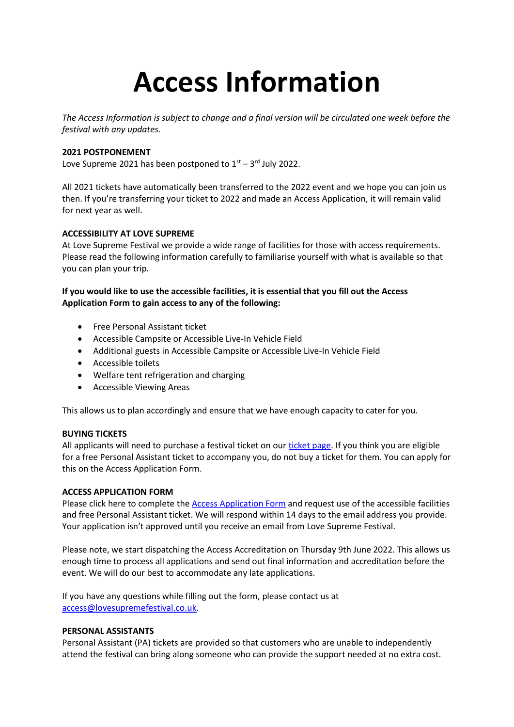# Access Information

*The Access Information is subject to change and a final version will be circulated one week before the festival with any updates.*

**2021 POSTPONEMENT**
Love Supreme 2021 has been postponed to 1st – 3rd July 2022.

All 2021 tickets have automatically been transferred to the 2022 event and we hope you can join us then. If you're transferring your ticket to 2022 and made an Access Application, it will remain valid for next year as well.

**ACCESSIBILITY AT LOVE SUPREME**
At Love Supreme Festival we provide a wide range of facilities for those with access requirements. Please read the following information carefully to familiarise yourself with what is available so that you can plan your trip.

**If you would like to use the accessible facilities, it is essential that you fill out the Access Application Form to gain access to any of the following:**

- Free Personal Assistant ticket
- Accessible Campsite or Accessible Live-In Vehicle Field
- Additional guests in Accessible Campsite or Accessible Live-In Vehicle Field
- Accessible toilets
- Welfare tent refrigeration and charging
- Accessible Viewing Areas

This allows us to plan accordingly and ensure that we have enough capacity to cater for you.

**BUYING TICKETS**
All applicants will need to purchase a festival ticket on our ticket page. If you think you are eligible for a free Personal Assistant ticket to accompany you, do not buy a ticket for them. You can apply for this on the Access Application Form.

**ACCESS APPLICATION FORM**
Please click here to complete the Access Application Form and request use of the accessible facilities and free Personal Assistant ticket. We will respond within 14 days to the email address you provide. Your application isn't approved until you receive an email from Love Supreme Festival.

Please note, we start dispatching the Access Accreditation on Thursday 9th June 2022. This allows us enough time to process all applications and send out final information and accreditation before the event. We will do our best to accommodate any late applications.

If you have any questions while filling out the form, please contact us at access@lovesupremefestival.co.uk.

**PERSONAL ASSISTANTS**
Personal Assistant (PA) tickets are provided so that customers who are unable to independently attend the festival can bring along someone who can provide the support needed at no extra cost.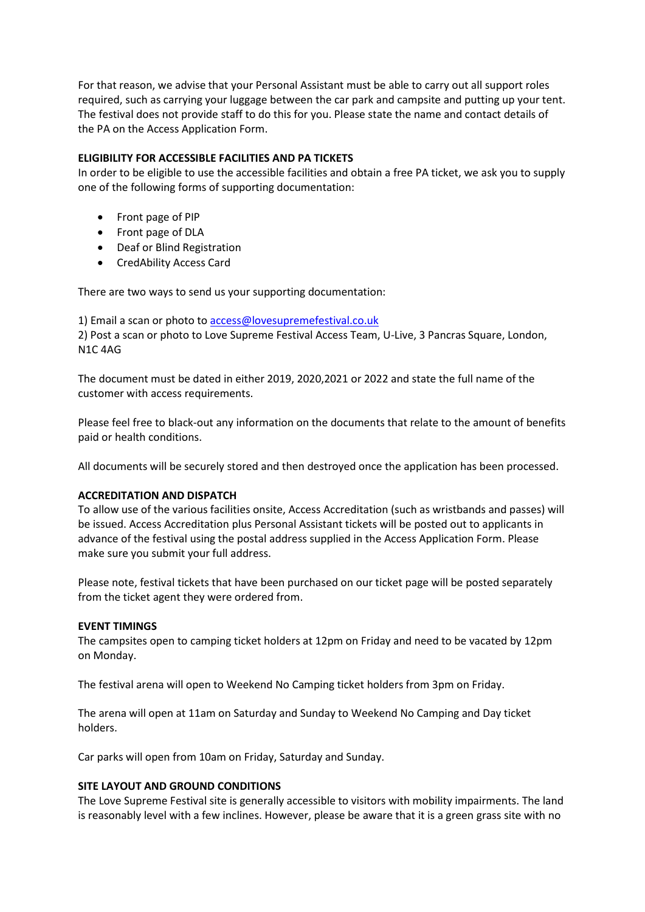For that reason, we advise that your Personal Assistant must be able to carry out all support roles required, such as carrying your luggage between the car park and campsite and putting up your tent. The festival does not provide staff to do this for you. Please state the name and contact details of the PA on the Access Application Form.

**ELIGIBILITY FOR ACCESSIBLE FACILITIES AND PA TICKETS**

In order to be eligible to use the accessible facilities and obtain a free PA ticket, we ask you to supply one of the following forms of supporting documentation:

- Front page of PIP
- Front page of DLA
- Deaf or Blind Registration
- CredAbility Access Card

There are two ways to send us your supporting documentation:

1) Email a scan or photo to access@lovesupremefestival.co.uk
2) Post a scan or photo to Love Supreme Festival Access Team, U-Live, 3 Pancras Square, London, N1C 4AG

The document must be dated in either 2019, 2020,2021 or 2022 and state the full name of the customer with access requirements.

Please feel free to black-out any information on the documents that relate to the amount of benefits paid or health conditions.

All documents will be securely stored and then destroyed once the application has been processed.

**ACCREDITATION AND DISPATCH**

To allow use of the various facilities onsite, Access Accreditation (such as wristbands and passes) will be issued. Access Accreditation plus Personal Assistant tickets will be posted out to applicants in advance of the festival using the postal address supplied in the Access Application Form. Please make sure you submit your full address.

Please note, festival tickets that have been purchased on our ticket page will be posted separately from the ticket agent they were ordered from.

**EVENT TIMINGS**

The campsites open to camping ticket holders at 12pm on Friday and need to be vacated by 12pm on Monday.

The festival arena will open to Weekend No Camping ticket holders from 3pm on Friday.

The arena will open at 11am on Saturday and Sunday to Weekend No Camping and Day ticket holders.

Car parks will open from 10am on Friday, Saturday and Sunday.

**SITE LAYOUT AND GROUND CONDITIONS**

The Love Supreme Festival site is generally accessible to visitors with mobility impairments. The land is reasonably level with a few inclines. However, please be aware that it is a green grass site with no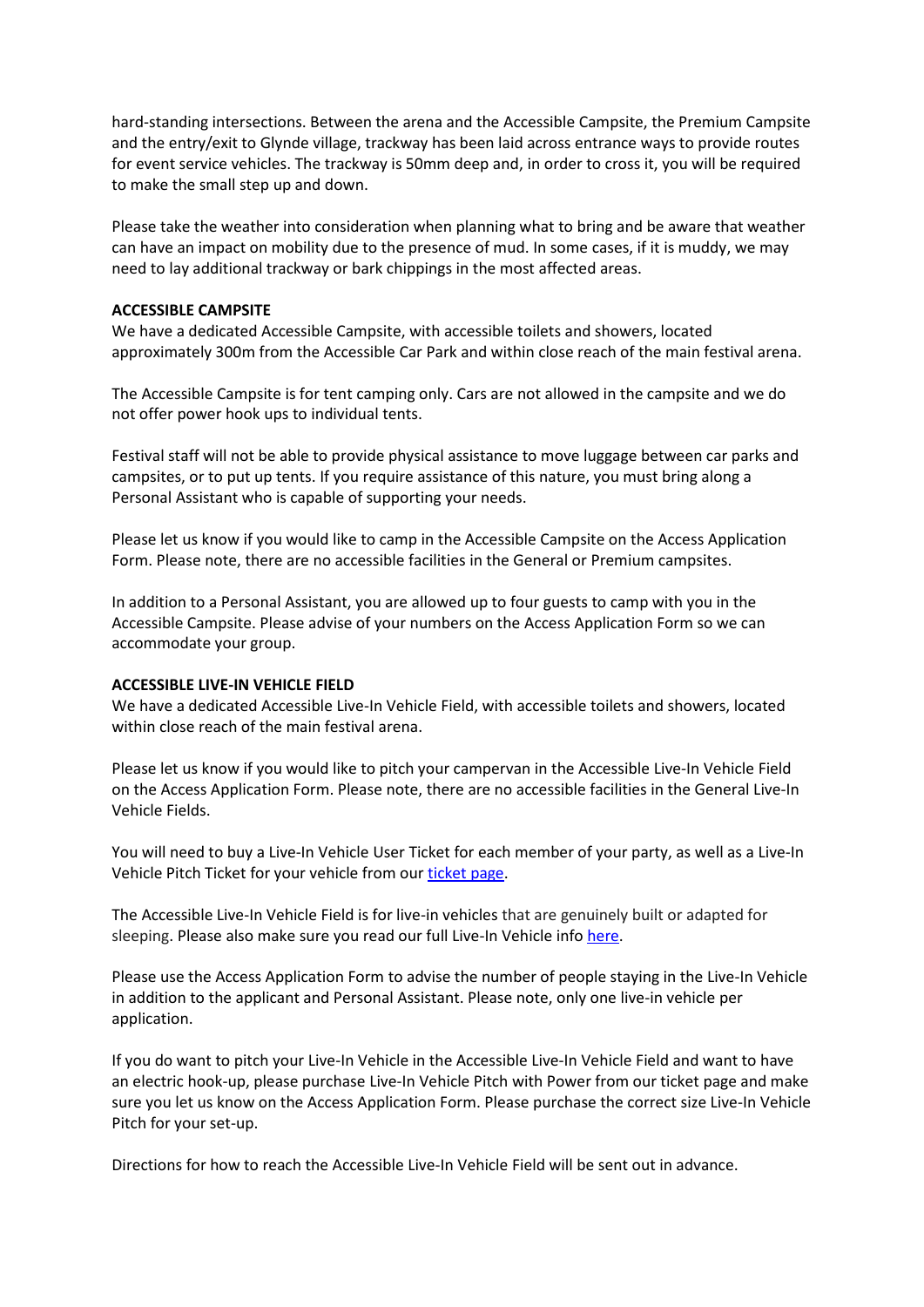hard-standing intersections. Between the arena and the Accessible Campsite, the Premium Campsite and the entry/exit to Glynde village, trackway has been laid across entrance ways to provide routes for event service vehicles. The trackway is 50mm deep and, in order to cross it, you will be required to make the small step up and down.

Please take the weather into consideration when planning what to bring and be aware that weather can have an impact on mobility due to the presence of mud. In some cases, if it is muddy, we may need to lay additional trackway or bark chippings in the most affected areas.

**ACCESSIBLE CAMPSITE**

We have a dedicated Accessible Campsite, with accessible toilets and showers, located approximately 300m from the Accessible Car Park and within close reach of the main festival arena.

The Accessible Campsite is for tent camping only. Cars are not allowed in the campsite and we do not offer power hook ups to individual tents.

Festival staff will not be able to provide physical assistance to move luggage between car parks and campsites, or to put up tents. If you require assistance of this nature, you must bring along a Personal Assistant who is capable of supporting your needs.

Please let us know if you would like to camp in the Accessible Campsite on the Access Application Form. Please note, there are no accessible facilities in the General or Premium campsites.

In addition to a Personal Assistant, you are allowed up to four guests to camp with you in the Accessible Campsite. Please advise of your numbers on the Access Application Form so we can accommodate your group.

**ACCESSIBLE LIVE-IN VEHICLE FIELD**

We have a dedicated Accessible Live-In Vehicle Field, with accessible toilets and showers, located within close reach of the main festival arena.

Please let us know if you would like to pitch your campervan in the Accessible Live-In Vehicle Field on the Access Application Form. Please note, there are no accessible facilities in the General Live-In Vehicle Fields.

You will need to buy a Live-In Vehicle User Ticket for each member of your party, as well as a Live-In Vehicle Pitch Ticket for your vehicle from our ticket page.

The Accessible Live-In Vehicle Field is for live-in vehicles that are genuinely built or adapted for sleeping. Please also make sure you read our full Live-In Vehicle info here.

Please use the Access Application Form to advise the number of people staying in the Live-In Vehicle in addition to the applicant and Personal Assistant. Please note, only one live-in vehicle per application.

If you do want to pitch your Live-In Vehicle in the Accessible Live-In Vehicle Field and want to have an electric hook-up, please purchase Live-In Vehicle Pitch with Power from our ticket page and make sure you let us know on the Access Application Form. Please purchase the correct size Live-In Vehicle Pitch for your set-up.

Directions for how to reach the Accessible Live-In Vehicle Field will be sent out in advance.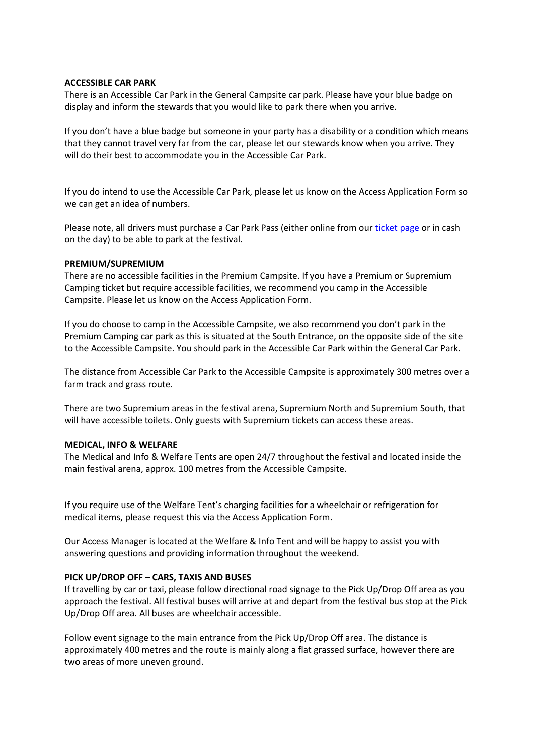**ACCESSIBLE CAR PARK**

There is an Accessible Car Park in the General Campsite car park. Please have your blue badge on display and inform the stewards that you would like to park there when you arrive.

If you don't have a blue badge but someone in your party has a disability or a condition which means that they cannot travel very far from the car, please let our stewards know when you arrive. They will do their best to accommodate you in the Accessible Car Park.

If you do intend to use the Accessible Car Park, please let us know on the Access Application Form so we can get an idea of numbers.

Please note, all drivers must purchase a Car Park Pass (either online from our ticket page or in cash on the day) to be able to park at the festival.

**PREMIUM/SUPREMIUM**

There are no accessible facilities in the Premium Campsite. If you have a Premium or Supremium Camping ticket but require accessible facilities, we recommend you camp in the Accessible Campsite. Please let us know on the Access Application Form.

If you do choose to camp in the Accessible Campsite, we also recommend you don't park in the Premium Camping car park as this is situated at the South Entrance, on the opposite side of the site to the Accessible Campsite. You should park in the Accessible Car Park within the General Car Park.

The distance from Accessible Car Park to the Accessible Campsite is approximately 300 metres over a farm track and grass route.

There are two Supremium areas in the festival arena, Supremium North and Supremium South, that will have accessible toilets. Only guests with Supremium tickets can access these areas.

**MEDICAL, INFO & WELFARE**

The Medical and Info & Welfare Tents are open 24/7 throughout the festival and located inside the main festival arena, approx. 100 metres from the Accessible Campsite.

If you require use of the Welfare Tent's charging facilities for a wheelchair or refrigeration for medical items, please request this via the Access Application Form.

Our Access Manager is located at the Welfare & Info Tent and will be happy to assist you with answering questions and providing information throughout the weekend.

**PICK UP/DROP OFF – CARS, TAXIS AND BUSES**

If travelling by car or taxi, please follow directional road signage to the Pick Up/Drop Off area as you approach the festival. All festival buses will arrive at and depart from the festival bus stop at the Pick Up/Drop Off area. All buses are wheelchair accessible.

Follow event signage to the main entrance from the Pick Up/Drop Off area. The distance is approximately 400 metres and the route is mainly along a flat grassed surface, however there are two areas of more uneven ground.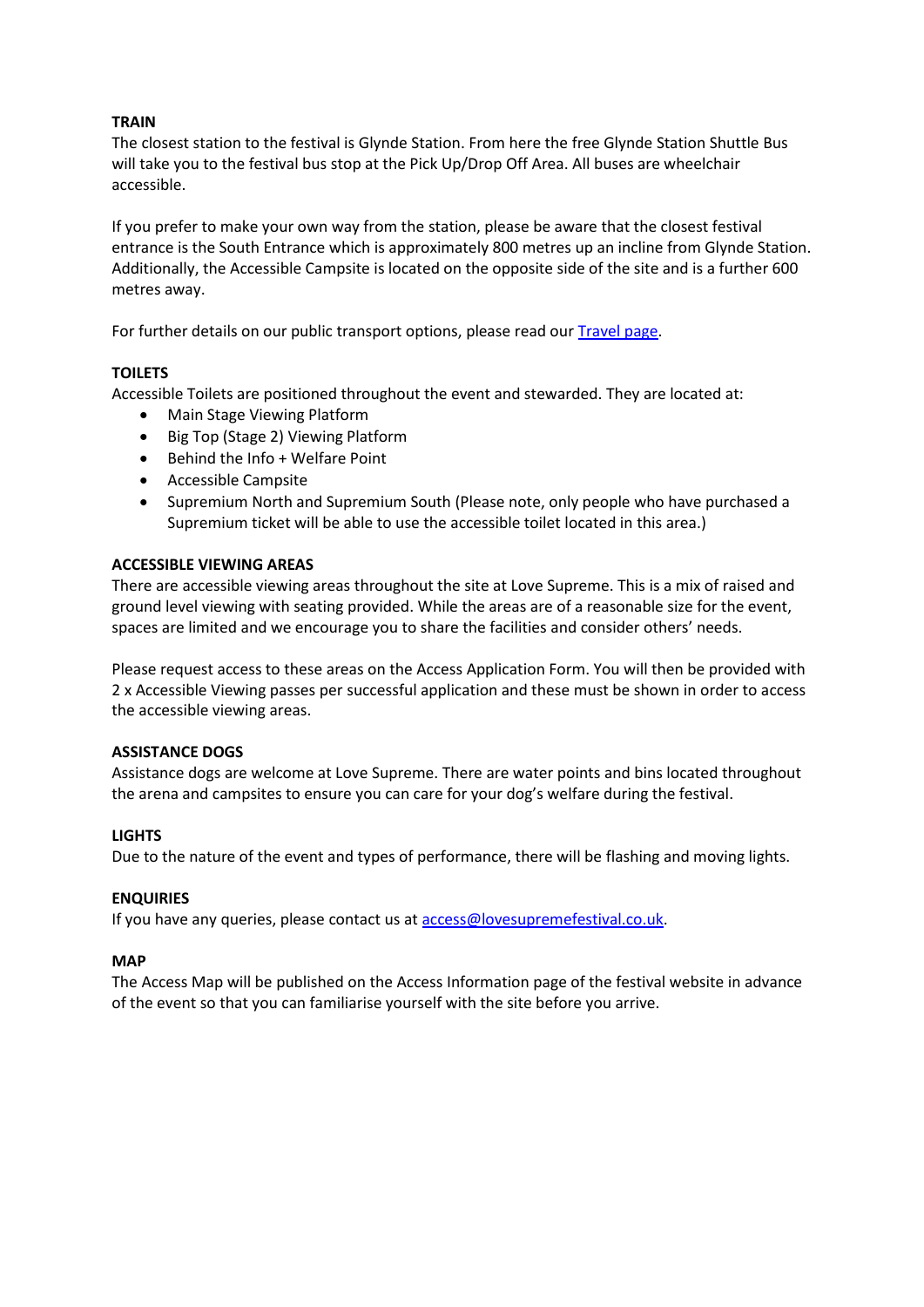**TRAIN**

The closest station to the festival is Glynde Station. From here the free Glynde Station Shuttle Bus will take you to the festival bus stop at the Pick Up/Drop Off Area. All buses are wheelchair accessible.

If you prefer to make your own way from the station, please be aware that the closest festival entrance is the South Entrance which is approximately 800 metres up an incline from Glynde Station. Additionally, the Accessible Campsite is located on the opposite side of the site and is a further 600 metres away.

For further details on our public transport options, please read our [Travel page](Travel page).

**TOILETS**

Accessible Toilets are positioned throughout the event and stewarded. They are located at:

- Main Stage Viewing Platform
- Big Top (Stage 2) Viewing Platform
- Behind the Info + Welfare Point
- Accessible Campsite
- Supremium North and Supremium South (Please note, only people who have purchased a Supremium ticket will be able to use the accessible toilet located in this area.)

**ACCESSIBLE VIEWING AREAS**

There are accessible viewing areas throughout the site at Love Supreme. This is a mix of raised and ground level viewing with seating provided. While the areas are of a reasonable size for the event, spaces are limited and we encourage you to share the facilities and consider others' needs.

Please request access to these areas on the Access Application Form. You will then be provided with 2 x Accessible Viewing passes per successful application and these must be shown in order to access the accessible viewing areas.

**ASSISTANCE DOGS**

Assistance dogs are welcome at Love Supreme. There are water points and bins located throughout the arena and campsites to ensure you can care for your dog's welfare during the festival.

**LIGHTS**

Due to the nature of the event and types of performance, there will be flashing and moving lights.

**ENQUIRIES**

If you have any queries, please contact us at access@lovesupremefestival.co.uk.

**MAP**

The Access Map will be published on the Access Information page of the festival website in advance of the event so that you can familiarise yourself with the site before you arrive.